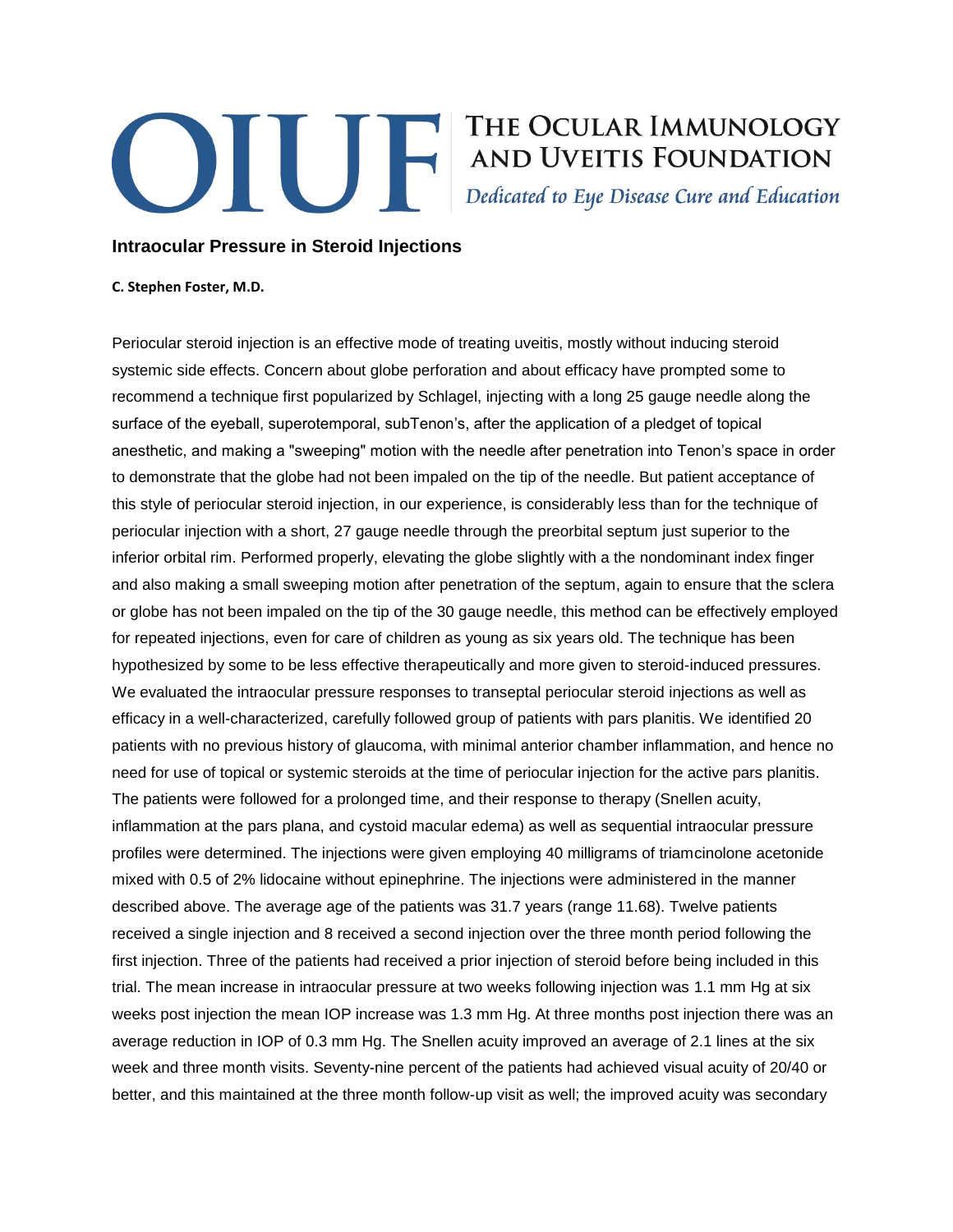# OIUF

**THE OCULAR IMMUNOLOGY AND UVEITIS FOUNDATION**

*Dedicated to Eye Disease Cure and Education*

## Intraocular Pressure in Steroid Injections

**C. Stephen Foster, M.D.**

Periocular steroid injection is an effective mode of treating uveitis, mostly without inducing steroid systemic side effects. Concern about globe perforation and about efficacy have prompted some to recommend a technique first popularized by Schlagel, injecting with a long 25 gauge needle along the surface of the eyeball, superotemporal, subTenon's, after the application of a pledget of topical anesthetic, and making a "sweeping" motion with the needle after penetration into Tenon's space in order to demonstrate that the globe had not been impaled on the tip of the needle. But patient acceptance of this style of periocular steroid injection, in our experience, is considerably less than for the technique of periocular injection with a short, 27 gauge needle through the preorbital septum just superior to the inferior orbital rim. Performed properly, elevating the globe slightly with a the nondominant index finger and also making a small sweeping motion after penetration of the septum, again to ensure that the sclera or globe has not been impaled on the tip of the 30 gauge needle, this method can be effectively employed for repeated injections, even for care of children as young as six years old. The technique has been hypothesized by some to be less effective therapeutically and more given to steroid-induced pressures. We evaluated the intraocular pressure responses to transeptal periocular steroid injections as well as efficacy in a well-characterized, carefully followed group of patients with pars planitis. We identified 20 patients with no previous history of glaucoma, with minimal anterior chamber inflammation, and hence no need for use of topical or systemic steroids at the time of periocular injection for the active pars planitis. The patients were followed for a prolonged time, and their response to therapy (Snellen acuity, inflammation at the pars plana, and cystoid macular edema) as well as sequential intraocular pressure profiles were determined. The injections were given employing 40 milligrams of triamcinolone acetonide mixed with 0.5 of 2% lidocaine without epinephrine. The injections were administered in the manner described above. The average age of the patients was 31.7 years (range 11.68). Twelve patients received a single injection and 8 received a second injection over the three month period following the first injection. Three of the patients had received a prior injection of steroid before being included in this trial. The mean increase in intraocular pressure at two weeks following injection was 1.1 mm Hg at six weeks post injection the mean IOP increase was 1.3 mm Hg. At three months post injection there was an average reduction in IOP of 0.3 mm Hg. The Snellen acuity improved an average of 2.1 lines at the six week and three month visits. Seventy-nine percent of the patients had achieved visual acuity of 20/40 or better, and this maintained at the three month follow-up visit as well; the improved acuity was secondary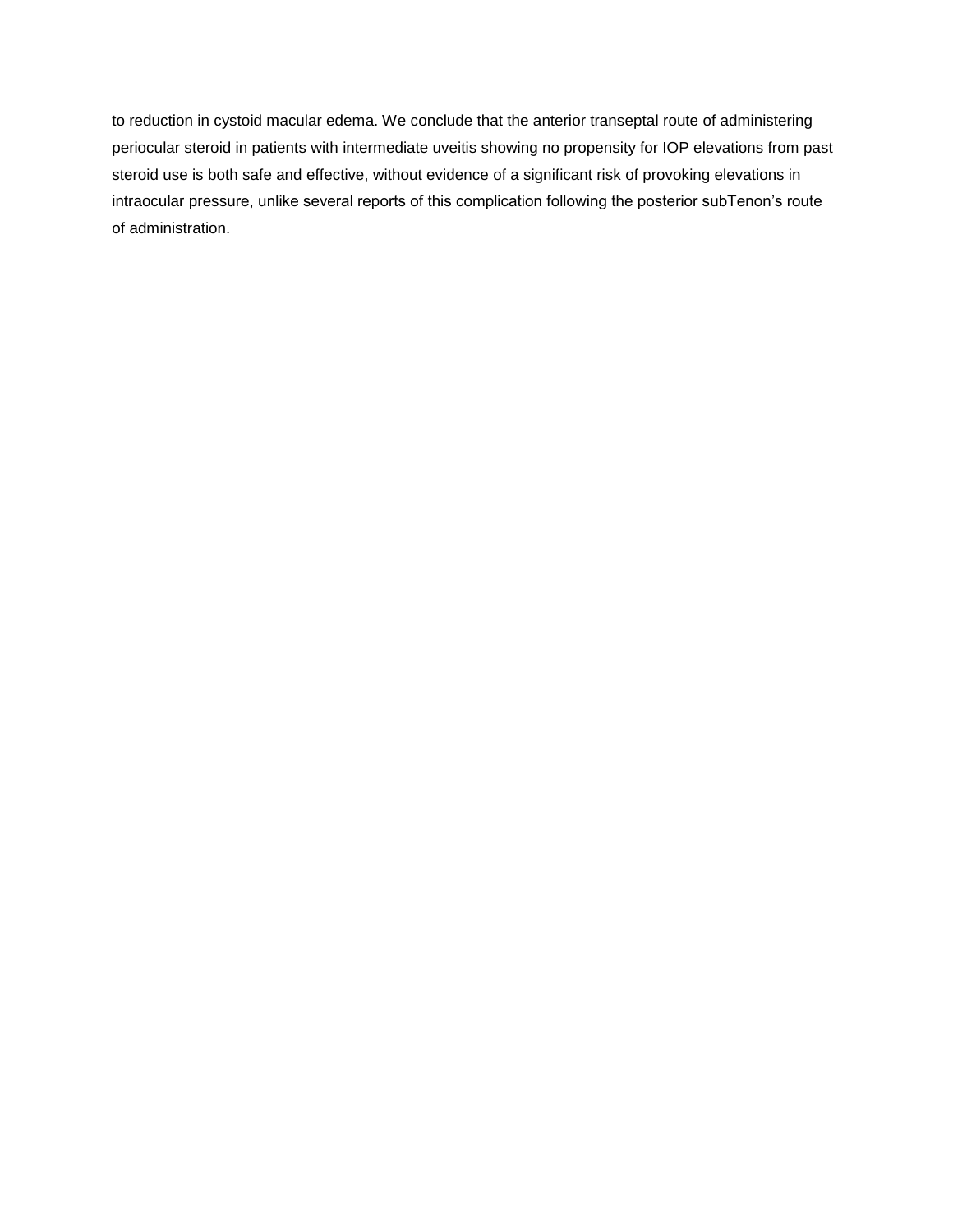to reduction in cystoid macular edema. We conclude that the anterior transeptal route of administering periocular steroid in patients with intermediate uveitis showing no propensity for IOP elevations from past steroid use is both safe and effective, without evidence of a significant risk of provoking elevations in intraocular pressure, unlike several reports of this complication following the posterior subTenon's route of administration.